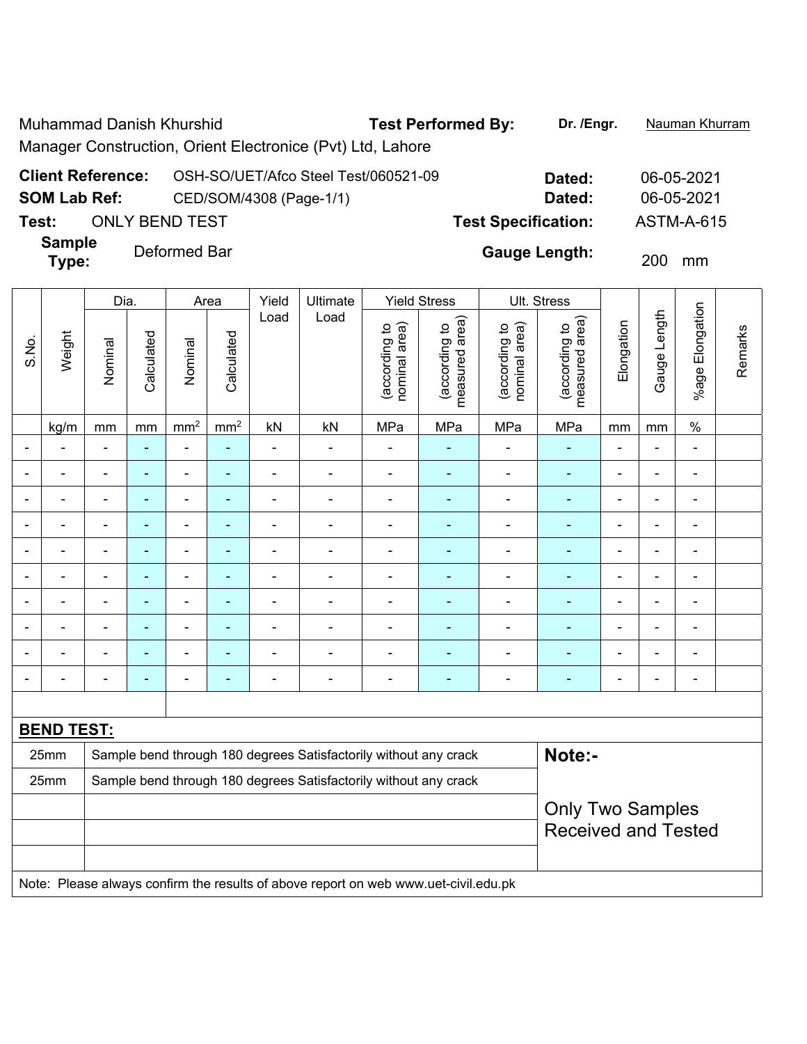Muhammad Danish Khurshid

Manager Construction, Orient Electronice (Pvt) Ltd, Lahore

**Test Performed By:** **Dr. /Engr.** Nauman Khurram

**Client Reference:** OSH-SO/UET/Afco Steel Test/060521-09 **Dated:** 06-05-2021

**SOM Lab Ref:** CED/SOM/4308 (Page-1/1) **Dated:** 06-05-2021

**Test:** ONLY BEND TEST **Test Specification:** ASTM-A-615

**Sample Type:** Deformed Bar **Gauge Length:** 200 mm

| S.No. | Weight | Dia. | | Area | | Yield Load | Ultimate Load | Yield Stress | | Ult. Stress | | Elongation | Gauge Length | %age Elongation | Remarks |
|---|---|---|---|---|---|---|---|---|---|---|---|---|---|---|---|
| | | Nominal | Calculated | Nominal | Calculated | | | (according to nominal area) | (according to measured area) | (according to nominal area) | (according to measured area) | | | | |
| | kg/m | mm | mm | $mm^2$ | $mm^2$ | kN | kN | MPa | MPa | MPa | MPa | mm | mm | % | |
| - | - | - | - | - | - | - | - | - | - | - | - | - | - | - | |
| - | - | - | - | - | - | - | - | - | - | - | - | - | - | - | |
| - | - | - | - | - | - | - | - | - | - | - | - | - | - | - | |
| - | - | - | - | - | - | - | - | - | - | - | - | - | - | - | |
| - | - | - | - | - | - | - | - | - | - | - | - | - | - | - | |
| - | - | - | - | - | - | - | - | - | - | - | - | - | - | - | |
| - | - | - | - | - | - | - | - | - | - | - | - | - | - | - | |
| - | - | - | - | - | - | - | - | - | - | - | - | - | - | - | |
| - | - | - | - | - | - | - | - | - | - | - | - | - | - | - | |
| - | - | - | - | - | - | - | - | - | - | - | - | - | - | - | |

**BEND TEST:**

| | | |
|---|---|---|
| 25mm | Sample bend through 180 degrees Satisfactorily without any crack | **Note:-** |
| 25mm | Sample bend through 180 degrees Satisfactorily without any crack | Only Two Samples Received and Tested |
| | | |
| | | |
| | | |

Note: Please always confirm the results of above report on web www.uet-civil.edu.pk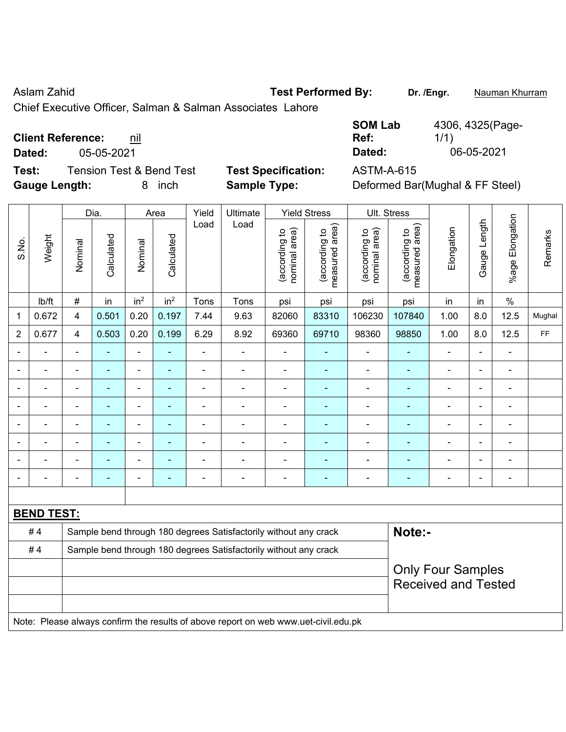Aslam Zahid **Test Performed By:** **Dr. /Engr.** Nauman Khurram

Chief Executive Officer, Salman & Salman Associates Lahore

**Client Reference:** nil

**Dated:** 05-05-2021

**SOM Lab Ref:** 4306, 4325(Page-1/1)

**Dated:** 06-05-2021

**Test:** Tension Test & Bend Test **Test Specification:** ASTM-A-615

**Gauge Length:** 8 inch **Sample Type:** Deformed Bar(Mughal & FF Steel)

| S.No. | Weight | Dia. | | Area | | Yield Load | Ultimate Load | Yield Stress | | Ult. Stress | | Elongation | Gauge Length | %age Elongation | Remarks |
|---|---|---|---|---|---|---|---|---|---|---|---|---|---|---|---|
| | | Nominal | Calculated | Nominal | Calculated | | | (according to nominal area) | (according to measured area) | (according to nominal area) | (according to measured area) | | | | |
| | lb/ft | # | in | in$^2$ | in$^2$ | Tons | Tons | psi | psi | psi | psi | in | in | % | |
| 1 | 0.672 | 4 | 0.501 | 0.20 | 0.197 | 7.44 | 9.63 | 82060 | 83310 | 106230 | 107840 | 1.00 | 8.0 | 12.5 | Mughal |
| 2 | 0.677 | 4 | 0.503 | 0.20 | 0.199 | 6.29 | 8.92 | 69360 | 69710 | 98360 | 98850 | 1.00 | 8.0 | 12.5 | FF |
| - | - | - | - | - | - | - | - | - | - | - | - | - | - | - | |
| - | - | - | - | - | - | - | - | - | - | - | - | - | - | - | |
| - | - | - | - | - | - | - | - | - | - | - | - | - | - | - | |
| - | - | - | - | - | - | - | - | - | - | - | - | - | - | - | |
| - | - | - | - | - | - | - | - | - | - | - | - | - | - | - | |
| - | - | - | - | - | - | - | - | - | - | - | - | - | - | - | |
| - | - | - | - | - | - | - | - | - | - | - | - | - | - | - | |
| - | - | - | - | - | - | - | - | - | - | - | - | - | - | - | |

**BEND TEST:**

| | | |
|---|---|---|
| # 4 | Sample bend through 180 degrees Satisfactorily without any crack | **Note:-** |
| # 4 | Sample bend through 180 degrees Satisfactorily without any crack | |
| | | Only Four Samples Received and Tested |

Note: Please always confirm the results of above report on web www.uet-civil.edu.pk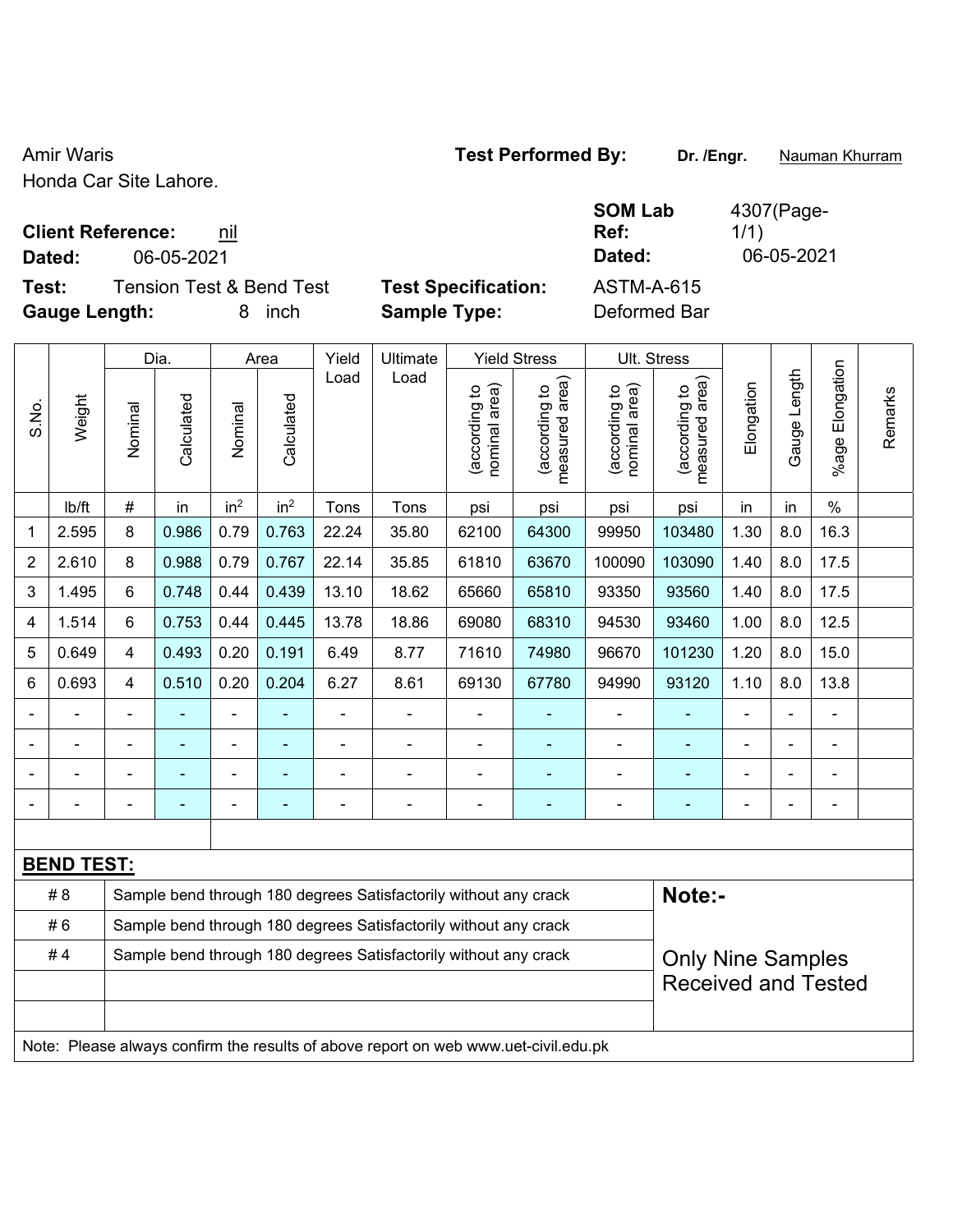Amir Waris
Honda Car Site Lahore.

**Test Performed By:** **Dr. /Engr.** Nauman Khurram

**Client Reference:** nil
**Dated:** 06-05-2021

**SOM Lab Ref:** 4307(Page-1/1)
**Dated:** 06-05-2021

**Test:** Tension Test & Bend Test
**Gauge Length:** 8 inch

**Test Specification:** ASTM-A-615
**Sample Type:** Deformed Bar

| S.No. | Weight | Dia. | | Area | | Yield Load | Ultimate Load | Yield Stress | | Ult. Stress | | Elongation | Gauge Length | %age Elongation | Remarks |
|---|---|---|---|---|---|---|---|---|---|---|---|---|---|---|---|
| | | Nominal | Calculated | Nominal | Calculated | | | (according to nominal area) | (according to measured area) | (according to nominal area) | (according to measured area) | | | | |
| | lb/ft | # | in | in² | in² | Tons | Tons | psi | psi | psi | psi | in | in | % | |
| 1 | 2.595 | 8 | 0.986 | 0.79 | 0.763 | 22.24 | 35.80 | 62100 | 64300 | 99950 | 103480 | 1.30 | 8.0 | 16.3 | |
| 2 | 2.610 | 8 | 0.988 | 0.79 | 0.767 | 22.14 | 35.85 | 61810 | 63670 | 100090 | 103090 | 1.40 | 8.0 | 17.5 | |
| 3 | 1.495 | 6 | 0.748 | 0.44 | 0.439 | 13.10 | 18.62 | 65660 | 65810 | 93350 | 93560 | 1.40 | 8.0 | 17.5 | |
| 4 | 1.514 | 6 | 0.753 | 0.44 | 0.445 | 13.78 | 18.86 | 69080 | 68310 | 94530 | 93460 | 1.00 | 8.0 | 12.5 | |
| 5 | 0.649 | 4 | 0.493 | 0.20 | 0.191 | 6.49 | 8.77 | 71610 | 74980 | 96670 | 101230 | 1.20 | 8.0 | 15.0 | |
| 6 | 0.693 | 4 | 0.510 | 0.20 | 0.204 | 6.27 | 8.61 | 69130 | 67780 | 94990 | 93120 | 1.10 | 8.0 | 13.8 | |
| - | - | - | - | - | - | - | - | - | - | - | - | - | - | - | |
| - | - | - | - | - | - | - | - | - | - | - | - | - | - | - | |
| - | - | - | - | - | - | - | - | - | - | - | - | - | - | - | |
| - | - | - | - | - | - | - | - | - | - | - | - | - | - | - | |

**BEND TEST:**

| | | |
|---|---|---|
| # 8 | Sample bend through 180 degrees Satisfactorily without any crack | **Note:-** |
| # 6 | Sample bend through 180 degrees Satisfactorily without any crack | |
| # 4 | Sample bend through 180 degrees Satisfactorily without any crack | Only Nine Samples Received and Tested |

Note: Please always confirm the results of above report on web www.uet-civil.edu.pk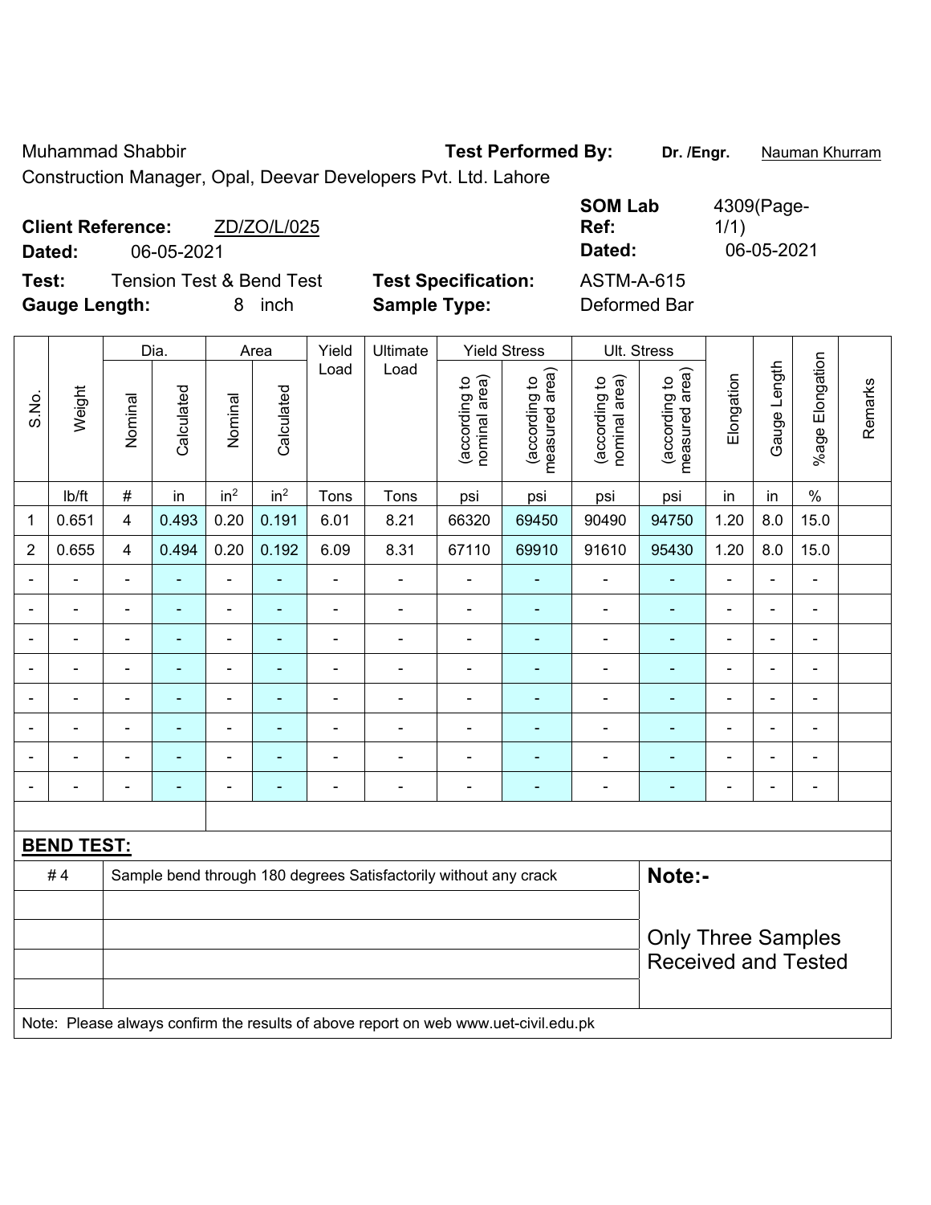Muhammad Shabbir **Test Performed By:** **Dr. /Engr.** Nauman Khurram

Construction Manager, Opal, Deevar Developers Pvt. Ltd. Lahore

**Client Reference:** ZD/ZO/L/025 **SOM Lab Ref:** 4309(Page-1/1)

**Dated:** 06-05-2021 **Dated:** 06-05-2021

**Test:** Tension Test & Bend Test **Test Specification:** ASTM-A-615

**Gauge Length:** 8 inch **Sample Type:** Deformed Bar

| S.No. | Weight | Dia. | | Area | | Yield Load | Ultimate Load | Yield Stress | | Ult. Stress | | Elongation | Gauge Length | %age Elongation | Remarks |
|---|---|---|---|---|---|---|---|---|---|---|---|---|---|---|---|
| | | Nominal | Calculated | Nominal | Calculated | | | (according to nominal area) | (according to measured area) | (according to nominal area) | (according to measured area) | | | | |
| | lb/ft | # | in | $in^2$ | $in^2$ | Tons | Tons | psi | psi | psi | psi | in | in | % | |
| 1 | 0.651 | 4 | 0.493 | 0.20 | 0.191 | 6.01 | 8.21 | 66320 | 69450 | 90490 | 94750 | 1.20 | 8.0 | 15.0 | |
| 2 | 0.655 | 4 | 0.494 | 0.20 | 0.192 | 6.09 | 8.31 | 67110 | 69910 | 91610 | 95430 | 1.20 | 8.0 | 15.0 | |
| - | - | - | - | - | - | - | - | - | - | - | - | - | - | - | |
| - | - | - | - | - | - | - | - | - | - | - | - | - | - | - | |
| - | - | - | - | - | - | - | - | - | - | - | - | - | - | - | |
| - | - | - | - | - | - | - | - | - | - | - | - | - | - | - | |
| - | - | - | - | - | - | - | - | - | - | - | - | - | - | - | |
| - | - | - | - | - | - | - | - | - | - | - | - | - | - | - | |
| - | - | - | - | - | - | - | - | - | - | - | - | - | - | - | |
| - | - | - | - | - | - | - | - | - | - | - | - | - | - | - | |

**BEND TEST:**

| | | |
|---|---|---|
| # 4 | Sample bend through 180 degrees Satisfactorily without any crack | **Note:-** |
| | | Only Three Samples Received and Tested |

Note: Please always confirm the results of above report on web www.uet-civil.edu.pk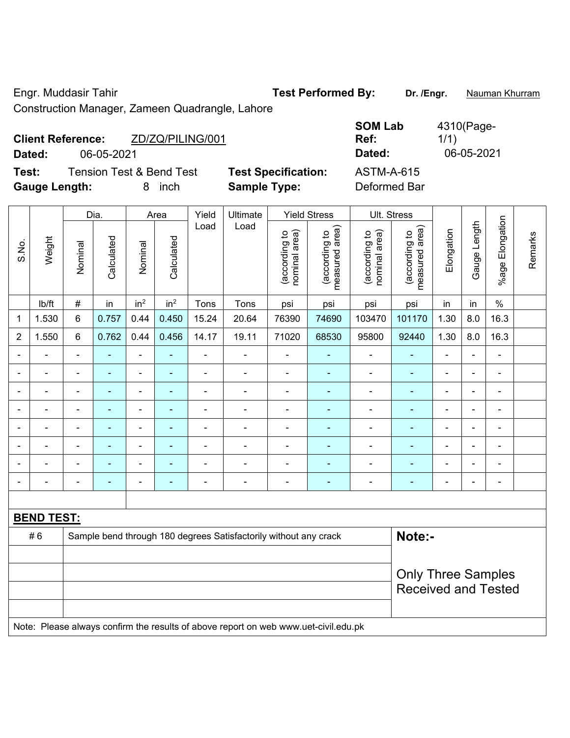Engr. Muddasir Tahir

Construction Manager, Zameen Quadrangle, Lahore

**Test Performed By:** **Dr. /Engr.** Nauman Khurram

**Client Reference:** ZD/ZQ/PILING/001

**Dated:** 06-05-2021

**SOM Lab Ref:** 4310(Page-1/1)

**Dated:** 06-05-2021

**Test:** Tension Test & Bend Test

**Test Specification:** ASTM-A-615

**Gauge Length:** 8 inch

**Sample Type:** Deformed Bar

| S.No. | Weight | Dia. | | Area | | Yield Load | Ultimate Load | Yield Stress | | Ult. Stress | | Elongation | Gauge Length | %age Elongation | Remarks |
|---|---|---|---|---|---|---|---|---|---|---|---|---|---|---|---|
| | | Nominal | Calculated | Nominal | Calculated | | | (according to nominal area) | (according to measured area) | (according to nominal area) | (according to measured area) | | | | |
| | lb/ft | # | in | in$^2$ | in$^2$ | Tons | Tons | psi | psi | psi | psi | in | in | % | |
| 1 | 1.530 | 6 | 0.757 | 0.44 | 0.450 | 15.24 | 20.64 | 76390 | 74690 | 103470 | 101170 | 1.30 | 8.0 | 16.3 | |
| 2 | 1.550 | 6 | 0.762 | 0.44 | 0.456 | 14.17 | 19.11 | 71020 | 68530 | 95800 | 92440 | 1.30 | 8.0 | 16.3 | |
| - | - | - | - | - | - | - | - | - | - | - | - | - | - | - | |
| - | - | - | - | - | - | - | - | - | - | - | - | - | - | - | |
| - | - | - | - | - | - | - | - | - | - | - | - | - | - | - | |
| - | - | - | - | - | - | - | - | - | - | - | - | - | - | - | |
| - | - | - | - | - | - | - | - | - | - | - | - | - | - | - | |
| - | - | - | - | - | - | - | - | - | - | - | - | - | - | - | |
| - | - | - | - | - | - | - | - | - | - | - | - | - | - | - | |
| - | - | - | - | - | - | - | - | - | - | - | - | - | - | - | |

**BEND TEST:**

| | | |
|---|---|---|
| # 6 | Sample bend through 180 degrees Satisfactorily without any crack | **Note:-** |
| | | Only Three Samples Received and Tested |

Note: Please always confirm the results of above report on web www.uet-civil.edu.pk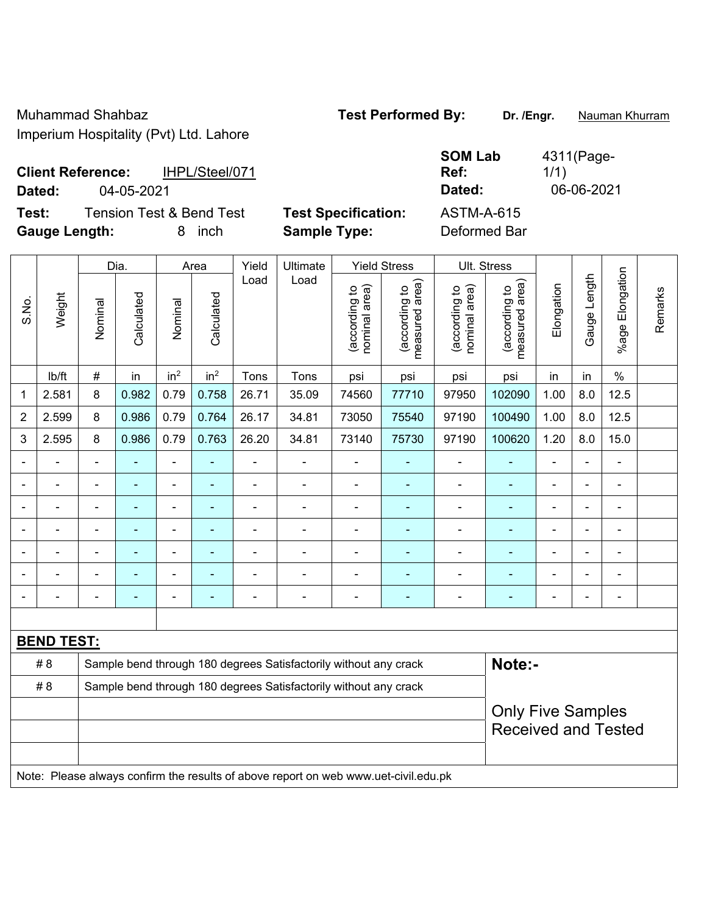Muhammad Shahbaz
Imperium Hospitality (Pvt) Ltd. Lahore

**Test Performed By:** **Dr. /Engr.** Nauman Khurram

**Client Reference:** IHPL/Steel/071
**Dated:** 04-05-2021

**SOM Lab Ref:** 4311(Page-1/1)
**Dated:** 06-06-2021

**Test:** Tension Test & Bend Test
**Gauge Length:** 8 inch

**Test Specification:** ASTM-A-615
**Sample Type:** Deformed Bar

| S.No. | Weight | Dia. | | Area | | Yield Load | Ultimate Load | Yield Stress | | Ult. Stress | | Elongation | Gauge Length | %age Elongation | Remarks |
|---|---|---|---|---|---|---|---|---|---|---|---|---|---|---|---|
| | | Nominal | Calculated | Nominal | Calculated | | | (according to nominal area) | (according to measured area) | (according to nominal area) | (according to measured area) | | | | |
| | lb/ft | # | in | $in^2$ | $in^2$ | Tons | Tons | psi | psi | psi | psi | in | in | % | |
| 1 | 2.581 | 8 | 0.982 | 0.79 | 0.758 | 26.71 | 35.09 | 74560 | 77710 | 97950 | 102090 | 1.00 | 8.0 | 12.5 | |
| 2 | 2.599 | 8 | 0.986 | 0.79 | 0.764 | 26.17 | 34.81 | 73050 | 75540 | 97190 | 100490 | 1.00 | 8.0 | 12.5 | |
| 3 | 2.595 | 8 | 0.986 | 0.79 | 0.763 | 26.20 | 34.81 | 73140 | 75730 | 97190 | 100620 | 1.20 | 8.0 | 15.0 | |
| - | - | - | - | - | - | - | - | - | - | - | - | - | - | - | |
| - | - | - | - | - | - | - | - | - | - | - | - | - | - | - | |
| - | - | - | - | - | - | - | - | - | - | - | - | - | - | - | |
| - | - | - | - | - | - | - | - | - | - | - | - | - | - | - | |
| - | - | - | - | - | - | - | - | - | - | - | - | - | - | - | |
| - | - | - | - | - | - | - | - | - | - | - | - | - | - | - | |
| - | - | - | - | - | - | - | - | - | - | - | - | - | - | - | |

## BEND TEST:

| | | |
|---|---|---|
| # 8 | Sample bend through 180 degrees Satisfactorily without any crack | **Note:-** |
| # 8 | Sample bend through 180 degrees Satisfactorily without any crack | Only Five Samples Received and Tested |

Note: Please always confirm the results of above report on web www.uet-civil.edu.pk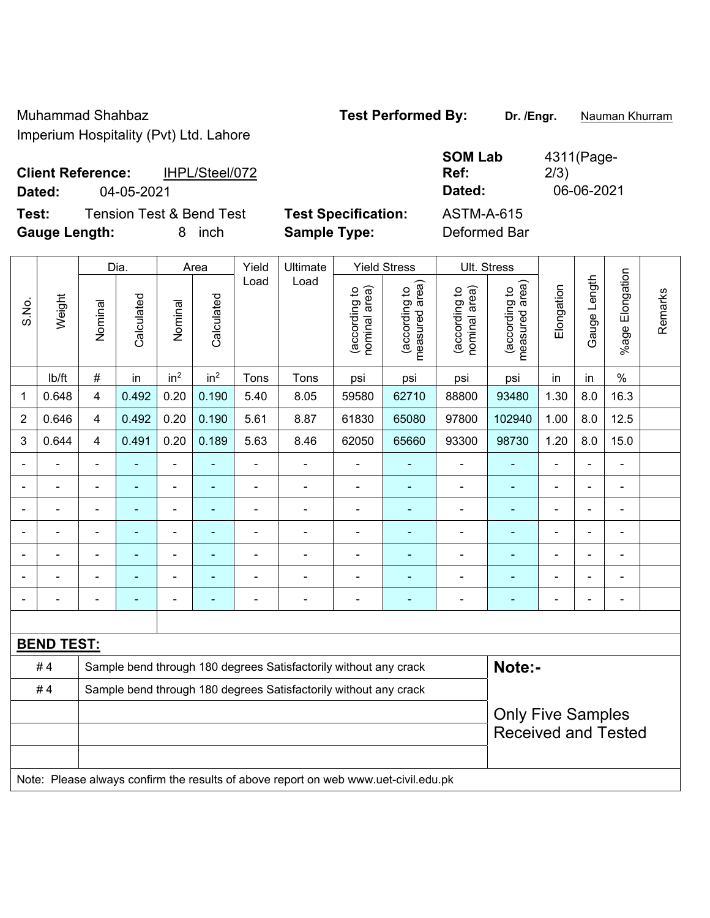Muhammad Shahbaz
Imperium Hospitality (Pvt) Ltd. Lahore

**Test Performed By:** **Dr. /Engr.** Nauman Khurram

**Client Reference:** IHPL/Steel/072
**Dated:** 04-05-2021

**SOM Lab Ref:** 4311(Page-2/3)
**Dated:** 06-06-2021

**Test:** Tension Test & Bend Test
**Gauge Length:** 8 inch

**Test Specification:** ASTM-A-615
**Sample Type:** Deformed Bar

| S.No. | Weight | Dia. | | Area | | Yield Load | Ultimate Load | Yield Stress | | Ult. Stress | | Elongation | Gauge Length | %age Elongation | Remarks |
|---|---|---|---|---|---|---|---|---|---|---|---|---|---|---|---|
| | | Nominal | Calculated | Nominal | Calculated | | | (according to nominal area) | (according to measured area) | (according to nominal area) | (according to measured area) | | | | |
| | lb/ft | # | in | $in^2$ | $in^2$ | Tons | Tons | psi | psi | psi | psi | in | in | % | |
| 1 | 0.648 | 4 | 0.492 | 0.20 | 0.190 | 5.40 | 8.05 | 59580 | 62710 | 88800 | 93480 | 1.30 | 8.0 | 16.3 | |
| 2 | 0.646 | 4 | 0.492 | 0.20 | 0.190 | 5.61 | 8.87 | 61830 | 65080 | 97800 | 102940 | 1.00 | 8.0 | 12.5 | |
| 3 | 0.644 | 4 | 0.491 | 0.20 | 0.189 | 5.63 | 8.46 | 62050 | 65660 | 93300 | 98730 | 1.20 | 8.0 | 15.0 | |
| - | - | - | - | - | - | - | - | - | - | - | - | - | - | - | |
| - | - | - | - | - | - | - | - | - | - | - | - | - | - | - | |
| - | - | - | - | - | - | - | - | - | - | - | - | - | - | - | |
| - | - | - | - | - | - | - | - | - | - | - | - | - | - | - | |
| - | - | - | - | - | - | - | - | - | - | - | - | - | - | - | |
| - | - | - | - | - | - | - | - | - | - | - | - | - | - | - | |
| - | - | - | - | - | - | - | - | - | - | - | - | - | - | - | |

**BEND TEST:**

| | |
|---|---|
| # 4 | Sample bend through 180 degrees Satisfactorily without any crack |
| # 4 | Sample bend through 180 degrees Satisfactorily without any crack |

**Note:-**

Only Five Samples Received and Tested

Note: Please always confirm the results of above report on web www.uet-civil.edu.pk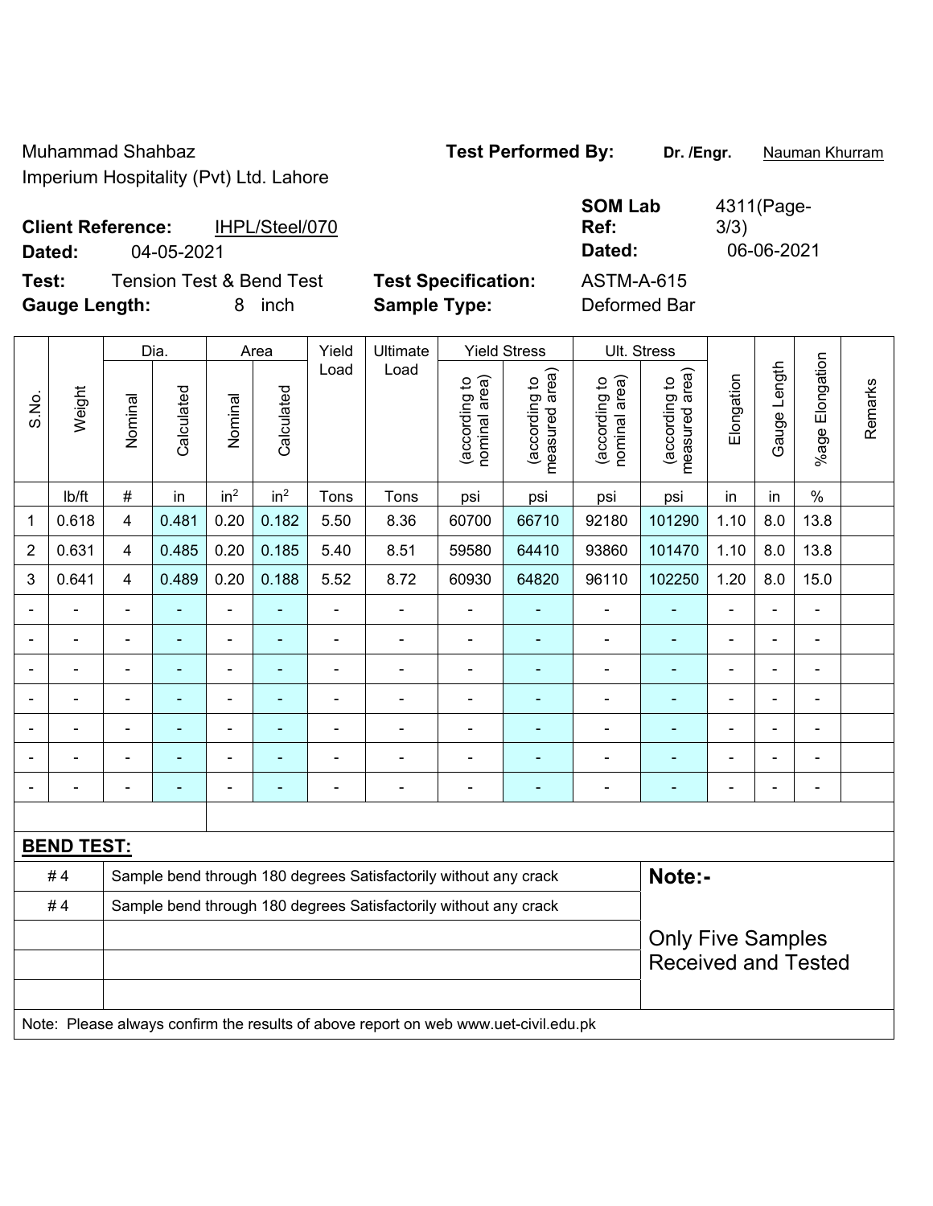Muhammad Shahbaz
Imperium Hospitality (Pvt) Ltd. Lahore

**Test Performed By:** **Dr. /Engr.** Nauman Khurram

**Client Reference:** IHPL/Steel/070
**Dated:** 04-05-2021

**SOM Lab Ref:** 4311(Page-3/3)
**Dated:** 06-06-2021

**Test:** Tension Test & Bend Test
**Gauge Length:** 8 inch

**Test Specification:** ASTM-A-615
**Sample Type:** Deformed Bar

| S.No. | Weight | Dia. | | Area | | Yield Load | Ultimate Load | Yield Stress | | Ult. Stress | | Elongation | Gauge Length | %age Elongation | Remarks |
|---|---|---|---|---|---|---|---|---|---|---|---|---|---|---|---|
| | | Nominal | Calculated | Nominal | Calculated | | | (according to nominal area) | (according to measured area) | (according to nominal area) | (according to measured area) | | | | |
| | lb/ft | # | in | $in^2$ | $in^2$ | Tons | Tons | psi | psi | psi | psi | in | in | % | |
| 1 | 0.618 | 4 | 0.481 | 0.20 | 0.182 | 5.50 | 8.36 | 60700 | 66710 | 92180 | 101290 | 1.10 | 8.0 | 13.8 | |
| 2 | 0.631 | 4 | 0.485 | 0.20 | 0.185 | 5.40 | 8.51 | 59580 | 64410 | 93860 | 101470 | 1.10 | 8.0 | 13.8 | |
| 3 | 0.641 | 4 | 0.489 | 0.20 | 0.188 | 5.52 | 8.72 | 60930 | 64820 | 96110 | 102250 | 1.20 | 8.0 | 15.0 | |
| - | - | - | - | - | - | - | - | - | - | - | - | - | - | - | |
| - | - | - | - | - | - | - | - | - | - | - | - | - | - | - | |
| - | - | - | - | - | - | - | - | - | - | - | - | - | - | - | |
| - | - | - | - | - | - | - | - | - | - | - | - | - | - | - | |
| - | - | - | - | - | - | - | - | - | - | - | - | - | - | - | |
| - | - | - | - | - | - | - | - | - | - | - | - | - | - | - | |
| - | - | - | - | - | - | - | - | - | - | - | - | - | - | - | |

**BEND TEST:**

| | | |
|---|---|---|
| # 4 | Sample bend through 180 degrees Satisfactorily without any crack | **Note:-** |
| # 4 | Sample bend through 180 degrees Satisfactorily without any crack | Only Five Samples Received and Tested |
| | | |
| | | |
| | | |

Note: Please always confirm the results of above report on web www.uet-civil.edu.pk